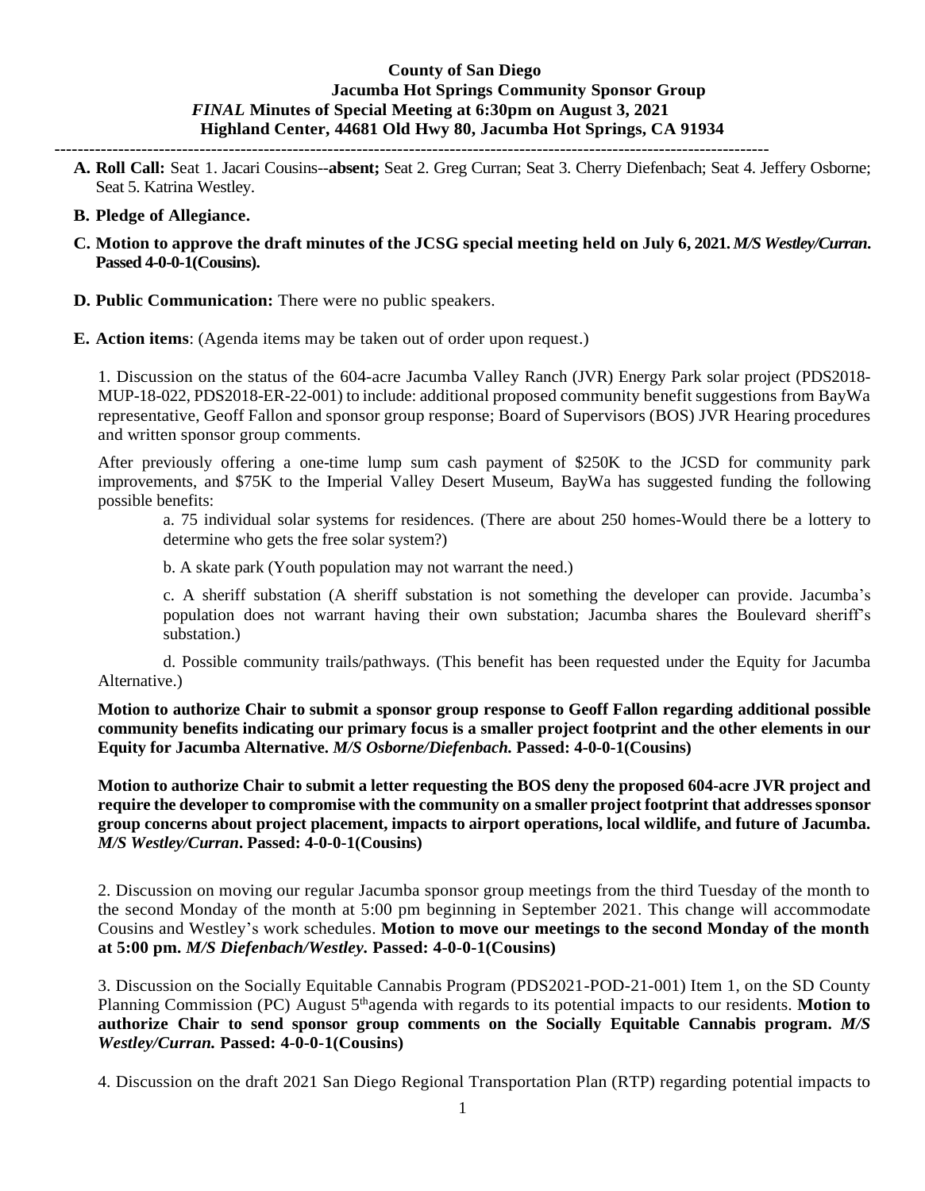**County of San Diego**
**Jacumba Hot Springs Community Sponsor Group**
***FINAL* Minutes of Special Meeting at 6:30pm on August 3, 2021**
**Highland Center, 44681 Old Hwy 80, Jacumba Hot Springs, CA 91934**

---

**A. Roll Call:** Seat 1. Jacari Cousins--**absent;** Seat 2. Greg Curran; Seat 3. Cherry Diefenbach; Seat 4. Jeffery Osborne; Seat 5. Katrina Westley.

**B. Pledge of Allegiance.**

**C. Motion to approve the draft minutes of the JCSG special meeting held on July 6, 2021.** ***M/S Westley/Curran.*** **Passed 4-0-0-1(Cousins).**

**D. Public Communication:** There were no public speakers.

**E. Action items**: (Agenda items may be taken out of order upon request.)

1. Discussion on the status of the 604-acre Jacumba Valley Ranch (JVR) Energy Park solar project (PDS2018-MUP-18-022, PDS2018-ER-22-001) to include: additional proposed community benefit suggestions from BayWa representative, Geoff Fallon and sponsor group response; Board of Supervisors (BOS) JVR Hearing procedures and written sponsor group comments.

After previously offering a one-time lump sum cash payment of $250K to the JCSD for community park improvements, and $75K to the Imperial Valley Desert Museum, BayWa has suggested funding the following possible benefits:

a. 75 individual solar systems for residences. (There are about 250 homes-Would there be a lottery to determine who gets the free solar system?)

b. A skate park (Youth population may not warrant the need.)

c. A sheriff substation (A sheriff substation is not something the developer can provide. Jacumba's population does not warrant having their own substation; Jacumba shares the Boulevard sheriff's substation.)

d. Possible community trails/pathways. (This benefit has been requested under the Equity for Jacumba Alternative.)

**Motion to authorize Chair to submit a sponsor group response to Geoff Fallon regarding additional possible community benefits indicating our primary focus is a smaller project footprint and the other elements in our Equity for Jacumba Alternative.** ***M/S Osborne/Diefenbach.*** **Passed: 4-0-0-1(Cousins)**

**Motion to authorize Chair to submit a letter requesting the BOS deny the proposed 604-acre JVR project and require the developer to compromise with the community on a smaller project footprint that addresses sponsor group concerns about project placement, impacts to airport operations, local wildlife, and future of Jacumba.** ***M/S Westley/Curran*****. Passed: 4-0-0-1(Cousins)**

2. Discussion on moving our regular Jacumba sponsor group meetings from the third Tuesday of the month to the second Monday of the month at 5:00 pm beginning in September 2021. This change will accommodate Cousins and Westley's work schedules. **Motion to move our meetings to the second Monday of the month at 5:00 pm.** ***M/S Diefenbach/Westley.*** **Passed: 4-0-0-1(Cousins)**

3. Discussion on the Socially Equitable Cannabis Program (PDS2021-POD-21-001) Item 1, on the SD County Planning Commission (PC) August 5th agenda with regards to its potential impacts to our residents. **Motion to authorize Chair to send sponsor group comments on the Socially Equitable Cannabis program.** ***M/S Westley/Curran.*** **Passed: 4-0-0-1(Cousins)**

4. Discussion on the draft 2021 San Diego Regional Transportation Plan (RTP) regarding potential impacts to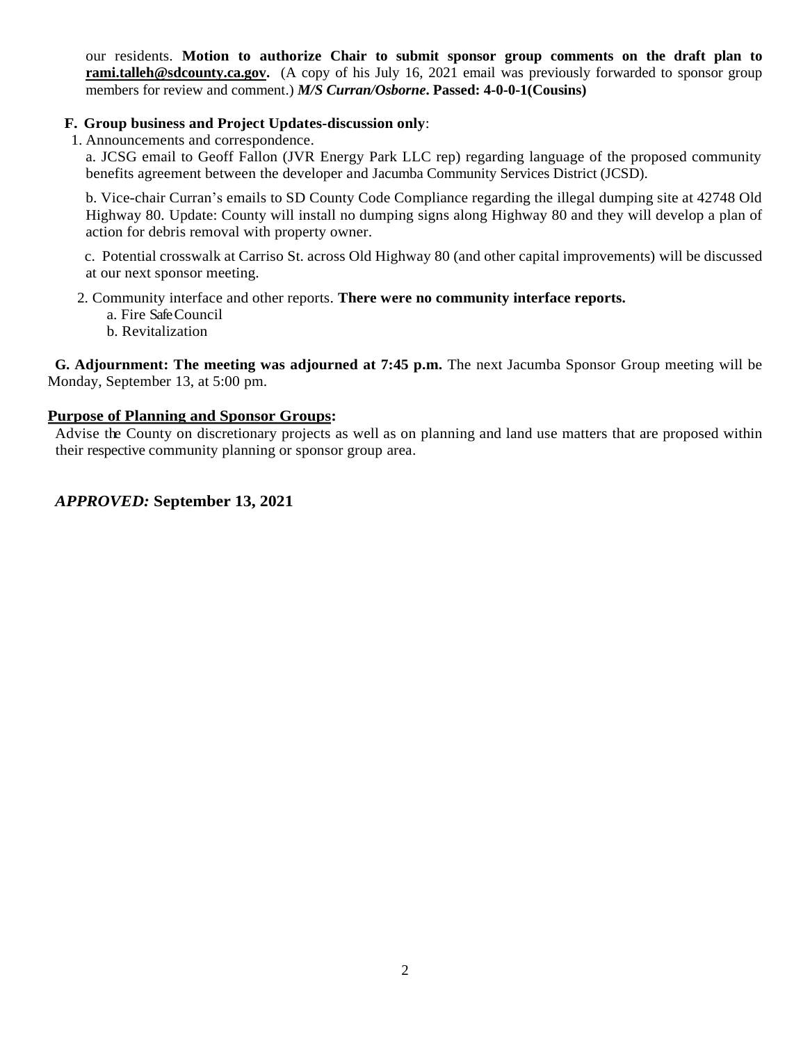our residents. **Motion to authorize Chair to submit sponsor group comments on the draft plan to [rami.talleh@sdcounty.ca.gov](mailto:rami.talleh@sdcounty.ca.gov).** (A copy of his July 16, 2021 email was previously forwarded to sponsor group members for review and comment.) ***M/S Curran/Osborne*. Passed: 4-0-0-1(Cousins)**

**F. Group business and Project Updates-discussion only**:

1. Announcements and correspondence.

   a. JCSG email to Geoff Fallon (JVR Energy Park LLC rep) regarding language of the proposed community benefits agreement between the developer and Jacumba Community Services District (JCSD).

   b. Vice-chair Curran's emails to SD County Code Compliance regarding the illegal dumping site at 42748 Old Highway 80. Update: County will install no dumping signs along Highway 80 and they will develop a plan of action for debris removal with property owner.

   c. Potential crosswalk at Carriso St. across Old Highway 80 (and other capital improvements) will be discussed at our next sponsor meeting.

2. Community interface and other reports. **There were no community interface reports.**
   a. Fire Safe Council
   b. Revitalization

**G. Adjournment: The meeting was adjourned at 7:45 p.m.** The next Jacumba Sponsor Group meeting will be Monday, September 13, at 5:00 pm.

**<u>Purpose of Planning and Sponsor Groups</u>:**

Advise the County on discretionary projects as well as on planning and land use matters that are proposed within their respective community planning or sponsor group area.

***APPROVED:* September 13, 2021**